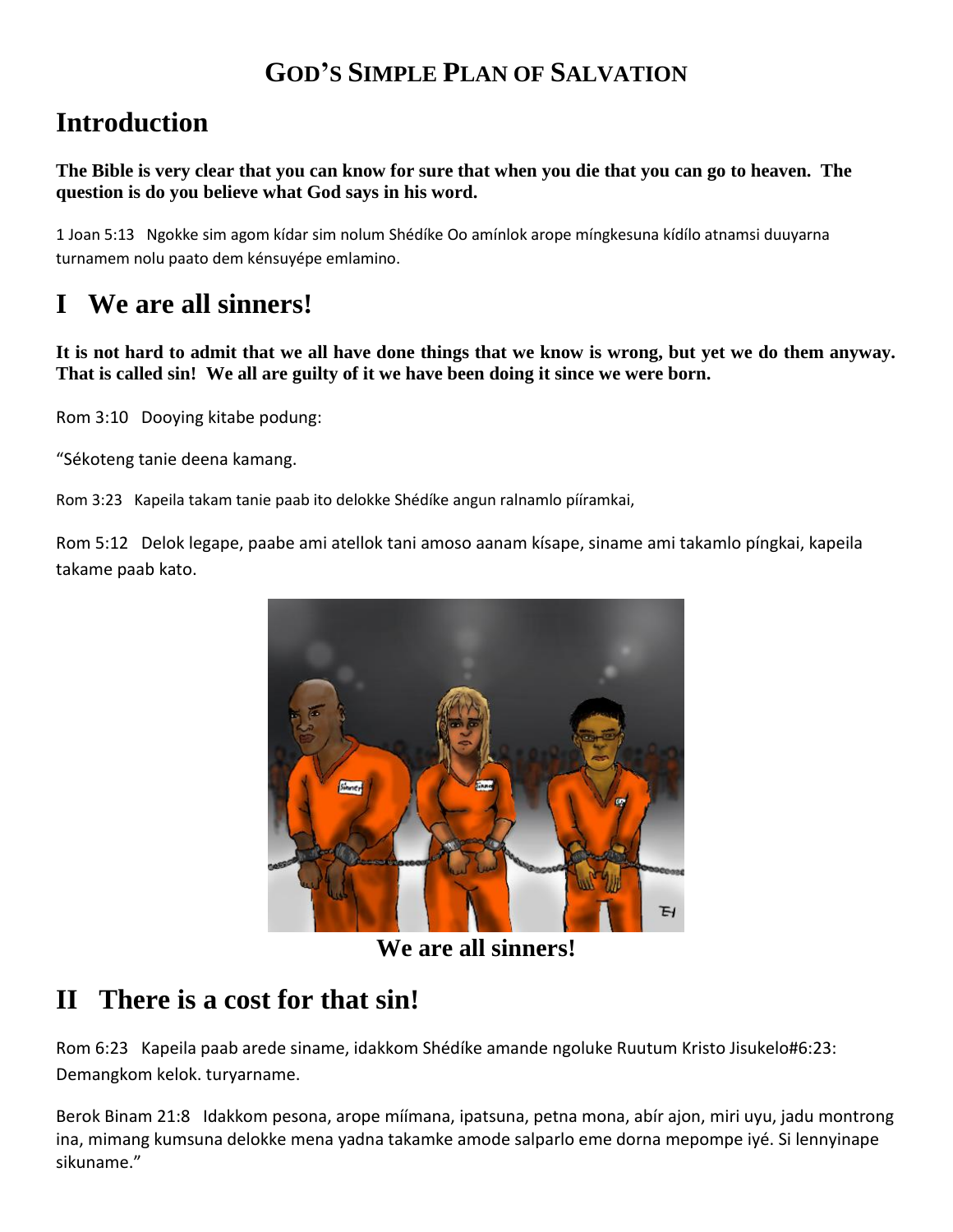# GOD'S SIMPLE PLAN OF SALVATION

## Introduction

**The Bible is very clear that you can know for sure that when you die that you can go to heaven. The question is do you believe what God says in his word.**

1 Joan 5:13   Ngokke sim agom kídar sim nolum Shédíke Oo amínlok arope míngkesuna kídílo atnamsi duuyarna turnamem nolu paato dem kénsuyépe emlamino.

## I   We are all sinners!

**It is not hard to admit that we all have done things that we know is wrong, but yet we do them anyway. That is called sin! We all are guilty of it we have been doing it since we were born.**

Rom 3:10   Dooying kitabe podung:

"Sékoteng tanie deena kamang.

Rom 3:23   Kapeila takam tanie paab ito delokke Shédíke angun ralnamlo píiramkai,

Rom 5:12   Delok legape, paabe ami atellok tani amoso aanam kísape, siname ami takamlo píngkai, kapeila takame paab kato.

We are all sinners!

## II   There is a cost for that sin!

Rom 6:23   Kapeila paab arede siname, idakkom Shédíke amande ngoluke Ruutum Kristo Jisukelo#6:23: Demangkom kelok. turyarname.

Berok Binam 21:8   Idakkom pesona, arope míímana, ipatsuna, petna mona, abír ajon, miri uyu, jadu montrong ina, mimang kumsuna delokke mena yadna takamke amode salparlo eme dorna mepompe iyé. Si lennyinape sikuname."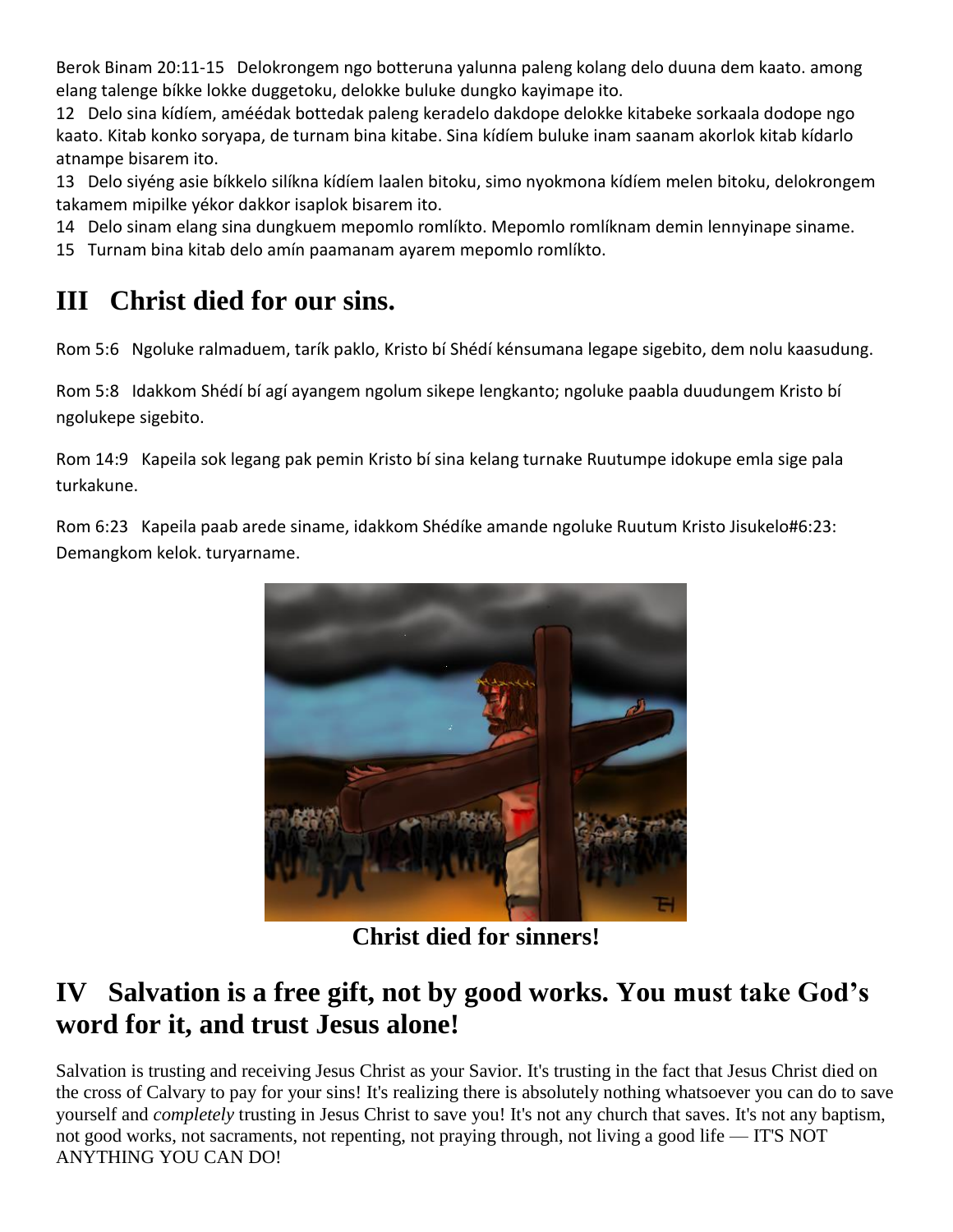Berok Binam 20:11-15   Delokrongem ngo botteruna yalunna paleng kolang delo duuna dem kaato. among elang talenge bíkke lokke duggetoku, delokke buluke dungko kayimape ito.

12   Delo sina kídíem, amééd ak bottedak paleng keradelo dakdope delokke kitabeke sorkaala dodope ngo kaato. Kitab konko soryapa, de turnam bina kitabe. Sina kídíem buluke inam saanam akorlok kitab kídarlo atnampe bisarem ito.

13   Delo siyéng asie bíkkelo silíkna kídíem laalen bitoku, simo nyokmona kídíem melen bitoku, delokrongem takamem mipilke yékor dakkor isaplok bisarem ito.

14   Delo sinam elang sina dungkuem mepomlo romlíkto. Mepomlo romlíknam demin lennyinape siname.

15   Turnam bina kitab delo amín paamanam ayarem mepomlo romlíkto.

## III   Christ died for our sins.

Rom 5:6   Ngoluke ralmaduem, tarík paklo, Kristo bí Shédí kénsumana legape sigebito, dem nolu kaasudung.

Rom 5:8   Idakkom Shédí bí agí ayangem ngolum sikepe lengkanto; ngoluke paabla duudungem Kristo bí ngolukepe sigebito.

Rom 14:9   Kapeila sok legang pak pemin Kristo bí sina kelang turnake Ruutumpe idokupe emla sige pala turkakune.

Rom 6:23   Kapeila paab arede siname, idakkom Shédíke amande ngoluke Ruutum Kristo Jisukelo#6:23: Demangkom kelok. turyarname.

**Christ died for sinners!**

## IV   Salvation is a free gift, not by good works. You must take God's word for it, and trust Jesus alone!

Salvation is trusting and receiving Jesus Christ as your Savior. It's trusting in the fact that Jesus Christ died on the cross of Calvary to pay for your sins! It's realizing there is absolutely nothing whatsoever you can do to save yourself and *completely* trusting in Jesus Christ to save you! It's not any church that saves. It's not any baptism, not good works, not sacraments, not repenting, not praying through, not living a good life — IT'S NOT ANYTHING YOU CAN DO!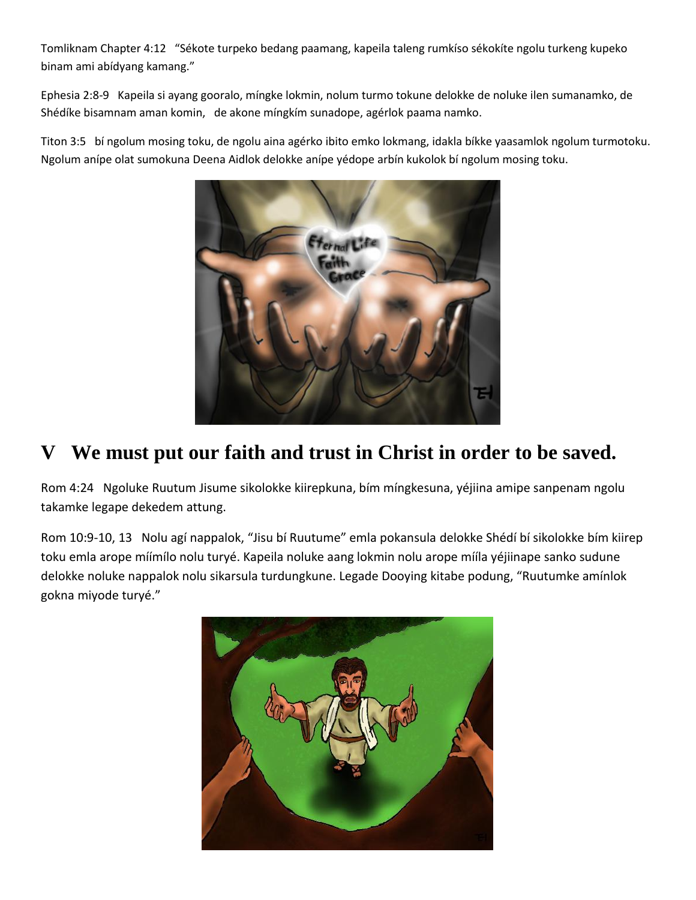Tomliknam Chapter 4:12 "Sékote turpeko bedang paamang, kapeila taleng rumkíso sékokíte ngolu turkeng kupeko binam ami abídyang kamang."

Ephesia 2:8-9 Kapeila si ayang gooralo, míngke lokmin, nolum turmo tokune delokke de noluke ilen sumanamko, de Shédíke bisamnam aman komin, de akone míngkím sunadope, agérlok paama namko.

Titon 3:5 bí ngolum mosing toku, de ngolu aina agérko ibito emko lokmang, idakla bíkke yaasamlok ngolum turmotoku. Ngolum anípe olat sumokuna Deena Aidlok delokke anípe yédope arbín kukolok bí ngolum mosing toku.

## V We must put our faith and trust in Christ in order to be saved.

Rom 4:24 Ngoluke Ruutum Jisume sikolokke kiirepkuna, bím míngkesuna, yéjiina amipe sanpenam ngolu takamke legape dekedem attung.

Rom 10:9-10, 13 Nolu agí nappalok, "Jisu bí Ruutume" emla pokansula delokke Shédí bí sikolokke bím kiirep toku emla arope míímílo nolu turyé. Kapeila noluke aang lokmin nolu arope mííla yéjiinape sanko sudune delokke noluke nappalok nolu sikarsula turdungkune. Legade Dooying kitabe podung, "Ruutumke amínlok gokna miyode turyé."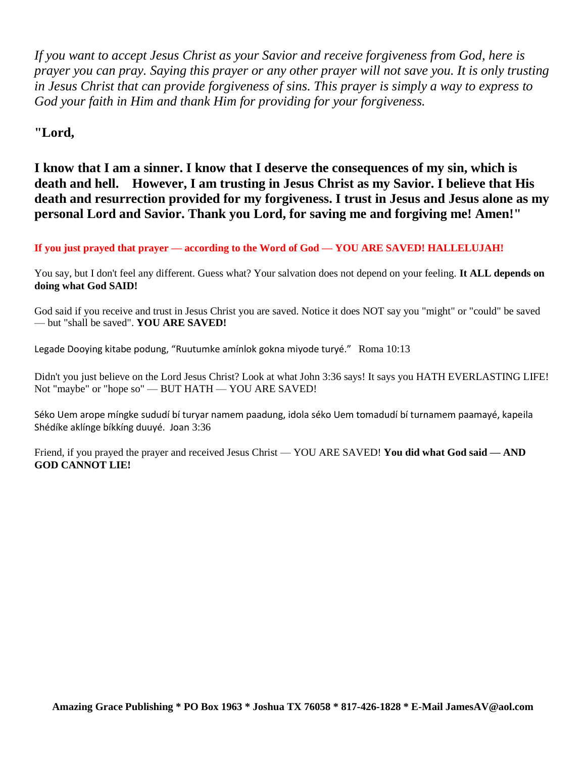*If you want to accept Jesus Christ as your Savior and receive forgiveness from God, here is prayer you can pray. Saying this prayer or any other prayer will not save you. It is only trusting in Jesus Christ that can provide forgiveness of sins. This prayer is simply a way to express to God your faith in Him and thank Him for providing for your forgiveness.*

**"Lord,**

**I know that I am a sinner. I know that I deserve the consequences of my sin, which is death and hell. However, I am trusting in Jesus Christ as my Savior. I believe that His death and resurrection provided for my forgiveness. I trust in Jesus and Jesus alone as my personal Lord and Savior. Thank you Lord, for saving me and forgiving me! Amen!"**

**If you just prayed that prayer — according to the Word of God — YOU ARE SAVED! HALLELUJAH!**

You say, but I don't feel any different. Guess what? Your salvation does not depend on your feeling. **It ALL depends on doing what God SAID!**

God said if you receive and trust in Jesus Christ you are saved. Notice it does NOT say you "might" or "could" be saved — but "shall be saved". **YOU ARE SAVED!**

Legade Dooying kitabe podung, "Ruutumke amínlok gokna miyode turyé." Roma 10:13

Didn't you just believe on the Lord Jesus Christ? Look at what John 3:36 says! It says you HATH EVERLASTING LIFE! Not "maybe" or "hope so" — BUT HATH — YOU ARE SAVED!

Séko Uem arope míngke sududí bí turyar namem paadung, idola séko Uem tomadudí bí turnamem paamayé, kapeila Shédíke aklínge bíkkíng duuyé. Joan 3:36

Friend, if you prayed the prayer and received Jesus Christ — YOU ARE SAVED! **You did what God said — AND GOD CANNOT LIE!**

**Amazing Grace Publishing * PO Box 1963 * Joshua TX 76058 * 817-426-1828 * E-Mail JamesAV@aol.com**